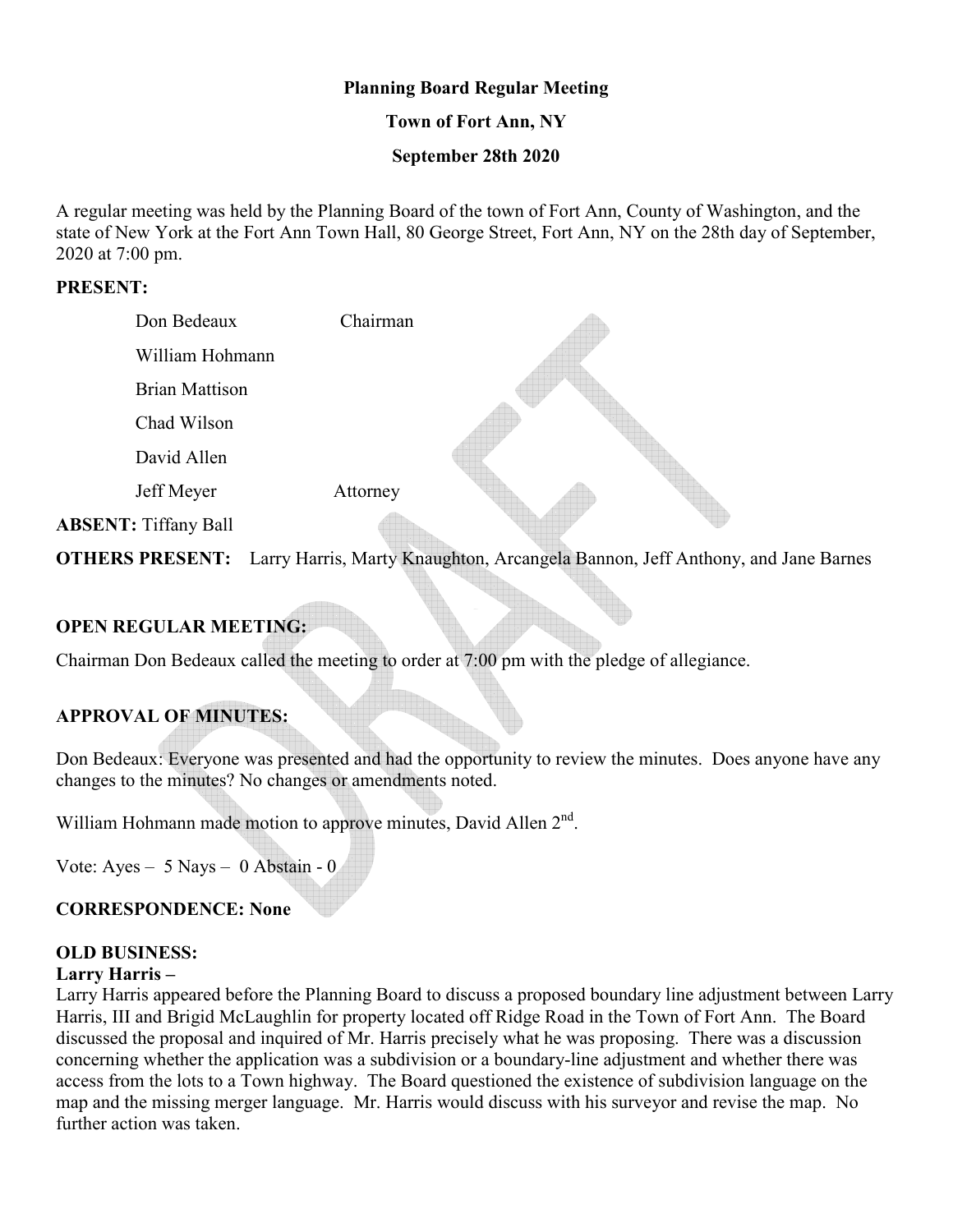**Planning Board Regular Meeting**

**Town of Fort Ann, NY**

**September 28th 2020**

A regular meeting was held by the Planning Board of the town of Fort Ann, County of Washington, and the state of New York at the Fort Ann Town Hall, 80 George Street, Fort Ann, NY on the 28th day of September, 2020 at 7:00 pm.

**PRESENT:**

Don Bedeaux Chairman

William Hohmann

Brian Mattison

Chad Wilson

David Allen

Jeff Meyer Attorney

**ABSENT:** Tiffany Ball

**OTHERS PRESENT:** Larry Harris, Marty Knaughton, Arcangela Bannon, Jeff Anthony, and Jane Barnes

**OPEN REGULAR MEETING:**

Chairman Don Bedeaux called the meeting to order at 7:00 pm with the pledge of allegiance.

**APPROVAL OF MINUTES:**

Don Bedeaux: Everyone was presented and had the opportunity to review the minutes. Does anyone have any changes to the minutes? No changes or amendments noted.

William Hohmann made motion to approve minutes, David Allen 2nd.

Vote: Ayes – 5 Nays – 0 Abstain - 0

**CORRESPONDENCE: None**

**OLD BUSINESS:**

**Larry Harris –**

Larry Harris appeared before the Planning Board to discuss a proposed boundary line adjustment between Larry Harris, III and Brigid McLaughlin for property located off Ridge Road in the Town of Fort Ann. The Board discussed the proposal and inquired of Mr. Harris precisely what he was proposing. There was a discussion concerning whether the application was a subdivision or a boundary-line adjustment and whether there was access from the lots to a Town highway. The Board questioned the existence of subdivision language on the map and the missing merger language. Mr. Harris would discuss with his surveyor and revise the map. No further action was taken.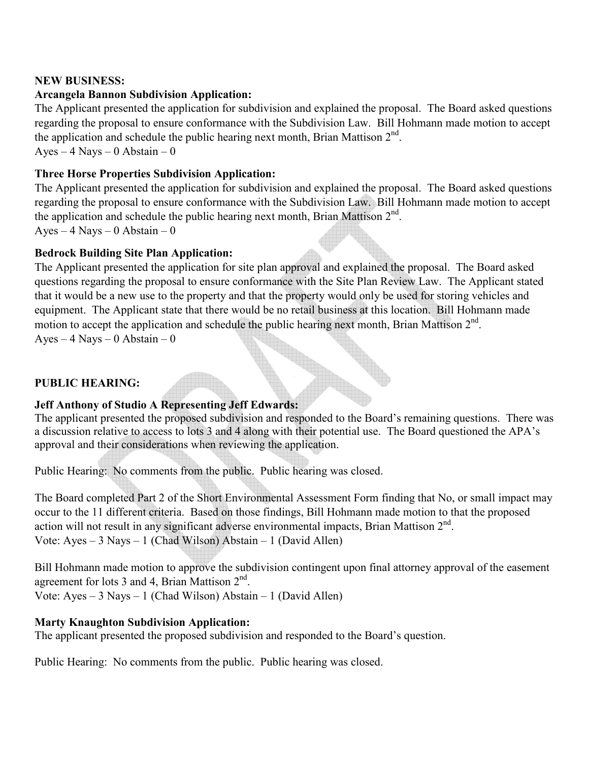**NEW BUSINESS:**

**Arcangela Bannon Subdivision Application:**

The Applicant presented the application for subdivision and explained the proposal. The Board asked questions regarding the proposal to ensure conformance with the Subdivision Law. Bill Hohmann made motion to accept the application and schedule the public hearing next month, Brian Mattison 2nd.

Ayes – 4 Nays – 0 Abstain – 0

**Three Horse Properties Subdivision Application:**

The Applicant presented the application for subdivision and explained the proposal. The Board asked questions regarding the proposal to ensure conformance with the Subdivision Law. Bill Hohmann made motion to accept the application and schedule the public hearing next month, Brian Mattison 2nd.

Ayes – 4 Nays – 0 Abstain – 0

**Bedrock Building Site Plan Application:**

The Applicant presented the application for site plan approval and explained the proposal. The Board asked questions regarding the proposal to ensure conformance with the Site Plan Review Law. The Applicant stated that it would be a new use to the property and that the property would only be used for storing vehicles and equipment. The Applicant state that there would be no retail business at this location. Bill Hohmann made motion to accept the application and schedule the public hearing next month, Brian Mattison 2nd.

Ayes – 4 Nays – 0 Abstain – 0

**PUBLIC HEARING:**

**Jeff Anthony of Studio A Representing Jeff Edwards:**

The applicant presented the proposed subdivision and responded to the Board's remaining questions. There was a discussion relative to access to lots 3 and 4 along with their potential use. The Board questioned the APA's approval and their considerations when reviewing the application.

Public Hearing: No comments from the public. Public hearing was closed.

The Board completed Part 2 of the Short Environmental Assessment Form finding that No, or small impact may occur to the 11 different criteria. Based on those findings, Bill Hohmann made motion to that the proposed action will not result in any significant adverse environmental impacts, Brian Mattison 2nd.

Vote: Ayes – 3 Nays – 1 (Chad Wilson) Abstain – 1 (David Allen)

Bill Hohmann made motion to approve the subdivision contingent upon final attorney approval of the easement agreement for lots 3 and 4, Brian Mattison 2nd.

Vote: Ayes – 3 Nays – 1 (Chad Wilson) Abstain – 1 (David Allen)

**Marty Knaughton Subdivision Application:**

The applicant presented the proposed subdivision and responded to the Board's question.

Public Hearing: No comments from the public. Public hearing was closed.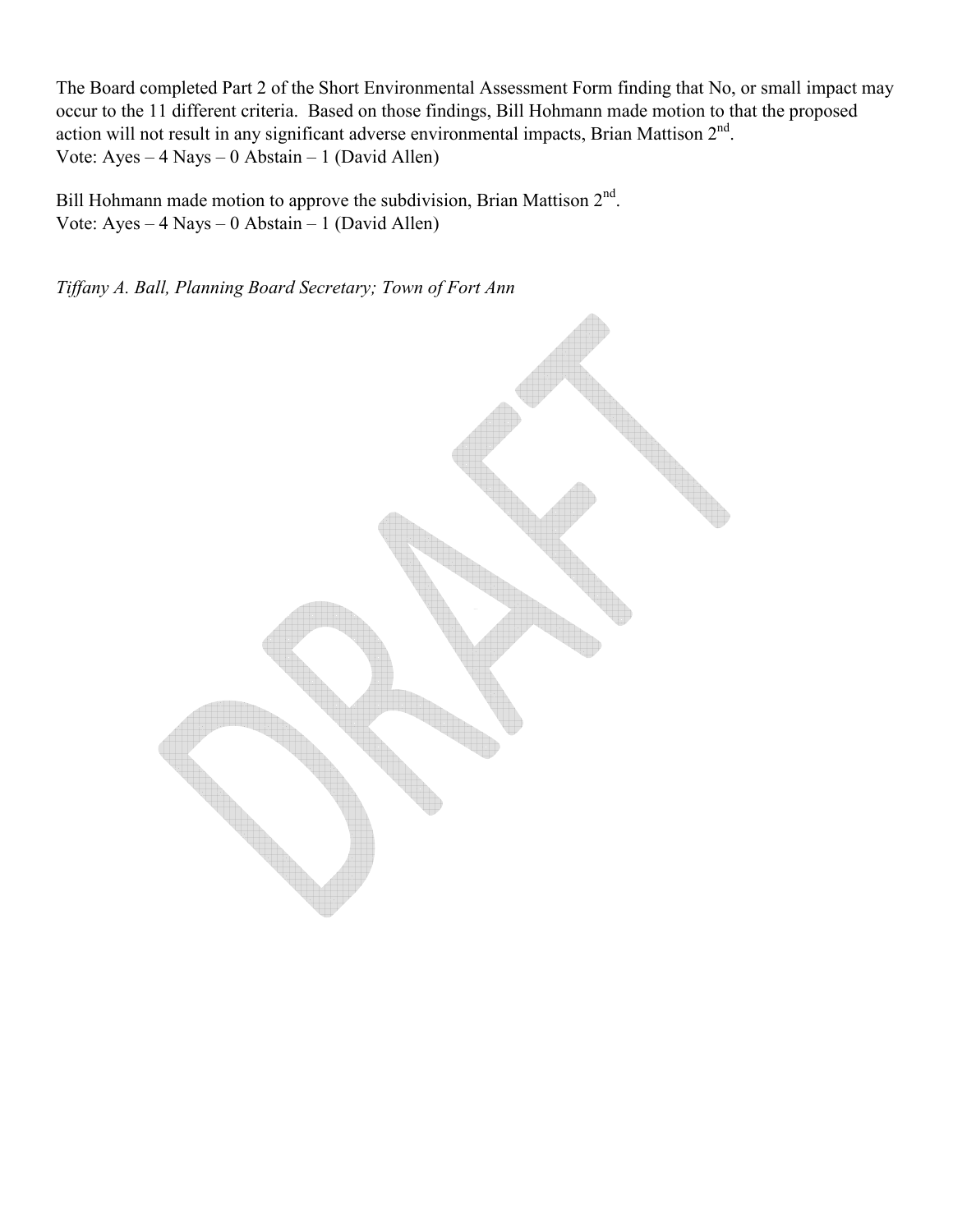The Board completed Part 2 of the Short Environmental Assessment Form finding that No, or small impact may occur to the 11 different criteria. Based on those findings, Bill Hohmann made motion to that the proposed action will not result in any significant adverse environmental impacts, Brian Mattison 2nd.
Vote: Ayes – 4 Nays – 0 Abstain – 1 (David Allen)

Bill Hohmann made motion to approve the subdivision, Brian Mattison 2nd.
Vote: Ayes – 4 Nays – 0 Abstain – 1 (David Allen)

*Tiffany A. Ball, Planning Board Secretary; Town of Fort Ann*

DRAFT